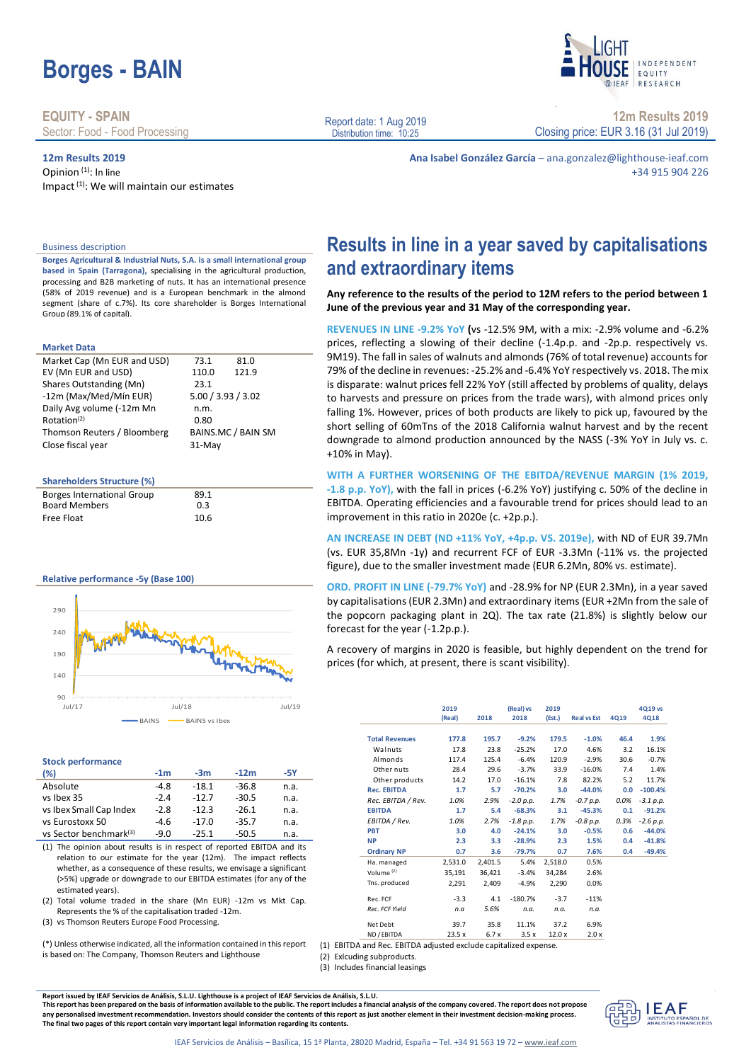# Borges - BAIN

**EQUITY - SPAIN**
Sector: Food - Food Processing

Report date: 1 Aug 2019
Distribution time: 10:25

**12m Results 2019**
Closing price: EUR 3.16 (31 Jul 2019)

**12m Results 2019**
Opinion [(1)]: In line
Impact [(1)]: We will maintain our estimates

**Ana Isabel González García** – ana.gonzalez@lighthouse-ieaf.com
+34 915 904 226

## Results in line in a year saved by capitalisations and extraordinary items

**Any reference to the results of the period to 12M refers to the period between 1 June of the previous year and 31 May of the corresponding year.**

**REVENUES IN LINE -9.2% YoY (**vs -12.5% 9M, with a mix: -2.9% volume and -6.2% prices, reflecting a slowing of their decline (-1.4p.p. and -2p.p. respectively vs. 9M19). The fall in sales of walnuts and almonds (76% of total revenue) accounts for 79% of the decline in revenues: -25.2% and -6.4% YoY respectively vs. 2018. The mix is disparate: walnut prices fell 22% YoY (still affected by problems of quality, delays to harvests and pressure on prices from the trade wars), with almond prices only falling 1%. However, prices of both products are likely to pick up, favoured by the short selling of 60mTns of the 2018 California walnut harvest and by the recent downgrade to almond production announced by the NASS (-3% YoY in July vs. c. +10% in May).

**WITH A FURTHER WORSENING OF THE EBITDA/REVENUE MARGIN (1% 2019, -1.8 p.p. YoY),** with the fall in prices (-6.2% YoY) justifying c. 50% of the decline in EBITDA. Operating efficiencies and a favourable trend for prices should lead to an improvement in this ratio in 2020e (c. +2p.p.).

**AN INCREASE IN DEBT (ND +11% YoY, +4p.p. VS. 2019e),** with ND of EUR 39.7Mn (vs. EUR 35,8Mn -1y) and recurrent FCF of EUR -3.3Mn (-11% vs. the projected figure), due to the smaller investment made (EUR 6.2Mn, 80% vs. estimate).

**ORD. PROFIT IN LINE (-79.7% YoY)** and -28.9% for NP (EUR 2.3Mn), in a year saved by capitalisations (EUR 2.3Mn) and extraordinary items (EUR +2Mn from the sale of the popcorn packaging plant in 2Q). The tax rate (21.8%) is slightly below our forecast for the year (-1.2p.p.).

A recovery of margins in 2020 is feasible, but highly dependent on the trend for prices (for which, at present, there is scant visibility).

| | 2019 (Real) | 2018 | (Real) vs 2018 | 2019 (Est.) | Real vs Est | 4Q19 | 4Q19 vs 4Q18 |
|---|---|---|---|---|---|---|---|
| **Total Revenues** | **177.8** | **195.7** | **-9.2%** | **179.5** | **-1.0%** | **46.4** | **1.9%** |
| Walnuts | 17.8 | 23.8 | -25.2% | 17.0 | 4.6% | 3.2 | 16.1% |
| Almonds | 117.4 | 125.4 | -6.4% | 120.9 | -2.9% | 30.6 | -0.7% |
| Other nuts | 28.4 | 29.6 | -3.7% | 33.9 | -16.0% | 7.4 | 1.4% |
| Other products | 14.2 | 17.0 | -16.1% | 7.8 | 82.2% | 5.2 | 11.7% |
| **Rec. EBITDA** | **1.7** | **5.7** | **-70.2%** | **3.0** | **-44.0%** | **0.0** | **-100.4%** |
| *Rec. EBITDA / Rev.* | *1.0%* | *2.9%* | *-2.0 p.p.* | *1.7%* | *-0.7 p.p.* | *0.0%* | *-3.1 p.p.* |
| **EBITDA** | **1.7** | **5.4** | **-68.3%** | **3.1** | **-45.3%** | **0.1** | **-91.2%** |
| *EBITDA / Rev.* | *1.0%* | *2.7%* | *-1.8 p.p.* | *1.7%* | *-0.8 p.p.* | *0.3%* | *-2.6 p.p.* |
| **PBT** | **3.0** | **4.0** | **-24.1%** | **3.0** | **-0.5%** | **0.6** | **-44.0%** |
| **NP** | **2.3** | **3.3** | **-28.9%** | **2.3** | **1.5%** | **0.4** | **-41.8%** |
| **Ordinary NP** | **0.7** | **3.6** | **-79.7%** | **0.7** | **7.6%** | **0.4** | **-49.4%** |
| Ha. managed | 2,531.0 | 2,401.5 | 5.4% | 2,518.0 | 0.5% | | |
| Volume [(2)] | 35,191 | 36,421 | -3.4% | 34,284 | 2.6% | | |
| Tns. produced | 2,291 | 2,409 | -4.9% | 2,290 | 0.0% | | |
| Rec. FCF | -3.3 | 4.1 | -180.7% | -3.7 | -11% | | |
| *Rec. FCF Yield* | *n.a* | *5.6%* | *n.a.* | *n.a.* | *n.a.* | | |
| Net Debt | 39.7 | 35.8 | 11.1% | 37.2 | 6.9% | | |
| ND / EBITDA | 23.5 x | 6.7 x | 3.5 x | 12.0 x | 2.0 x | | |

(1) EBITDA and Rec. EBITDA adjusted exclude capitalized expense.
(2) Exlcuding subproducts.
(3) Includes financial leasings

### Business description

**Borges Agricultural & Industrial Nuts, S.A. is a small international group based in Spain (Tarragona),** specialising in the agricultural production, processing and B2B marketing of nuts. It has an international presence (58% of 2019 revenue) and is a European benchmark in the almond segment (share of c.7%). Its core shareholder is Borges International Group (89.1% of capital).

### Market Data

| | | |
|---|---|---|
| Market Cap (Mn EUR and USD) | 73.1 | 81.0 |
| EV (Mn EUR and USD) | 110.0 | 121.9 |
| Shares Outstanding (Mn) | 23.1 | |
| -12m (Max/Med/Mín EUR) | 5.00 / 3.93 / 3.02 | |
| Daily Avg volume (-12m Mn | n.m. | |
| Rotation[(2)] | 0.80 | |
| Thomson Reuters / Bloomberg | BAINS.MC / BAIN SM | |
| Close fiscal year | 31-May | |

### Shareholders Structure (%)

| | |
|---|---|
| Borges International Group | 89.1 |
| Board Members | 0.3 |
| Free Float | 10.6 |

### Relative performance -5y (Base 100)

### Stock performance

| (%) | -1m | -3m | -12m | -5Y |
|---|---|---|---|---|
| Absolute | -4.8 | -18.1 | -36.8 | n.a. |
| vs Ibex 35 | -2.4 | -12.7 | -30.5 | n.a. |
| vs Ibex Small Cap Index | -2.8 | -12.3 | -26.1 | n.a. |
| vs Eurostoxx 50 | -4.6 | -17.0 | -35.7 | n.a. |
| vs Sector benchmark[(3)] | -9.0 | -25.1 | -50.5 | n.a. |

(1) The opinion about results is in respect of reported EBITDA and its relation to our estimate for the year (12m). The impact reflects whether, as a consequence of these results, we envisage a significant (>5%) upgrade or downgrade to our EBITDA estimates (for any of the estimated years).
(2) Total volume traded in the share (EUR Mn) -12m vs Mkt Cap. Represents the % of the capitalisation traded -12m.
(3) vs Thomson Reuters Europe Food Processing.

(*) Unless otherwise indicated, all the information contained in this report is based on: The Company, Thomson Reuters and Lighthouse

**Report issued by IEAF Servicios de Análisis, S.L.U. Lighthouse is a project of IEAF Servicios de Análisis, S.L.U.**
**This report has been prepared on the basis of information available to the public. The report includes a financial analysis of the company covered. The report does not propose any investment recommendation. Investors should consider the contents of this report as just another element in their investment decision-making process. The final two pages of this report contain very important legal information regarding its contents.**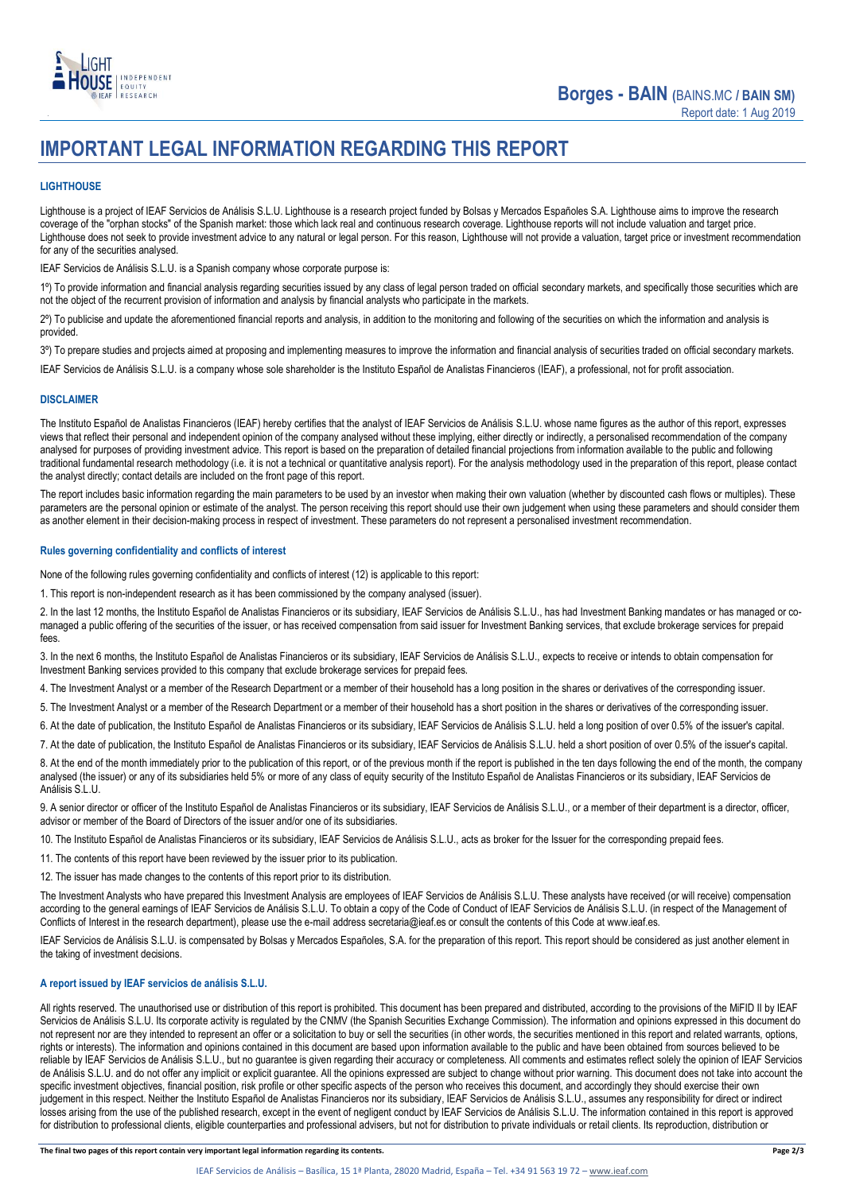# IMPORTANT LEGAL INFORMATION REGARDING THIS REPORT

### LIGHTHOUSE

Lighthouse is a project of IEAF Servicios de Análisis S.L.U. Lighthouse is a research project funded by Bolsas y Mercados Españoles S.A. Lighthouse aims to improve the research coverage of the "orphan stocks" of the Spanish market: those which lack real and continuous research coverage. Lighthouse reports will not include valuation and target price. Lighthouse does not seek to provide investment advice to any natural or legal person. For this reason, Lighthouse will not provide a valuation, target price or investment recommendation for any of the securities analysed.

IEAF Servicios de Análisis S.L.U. is a Spanish company whose corporate purpose is:

1º) To provide information and financial analysis regarding securities issued by any class of legal person traded on official secondary markets, and specifically those securities which are not the object of the recurrent provision of information and analysis by financial analysts who participate in the markets.

2º) To publicise and update the aforementioned financial reports and analysis, in addition to the monitoring and following of the securities on which the information and analysis is provided.

3º) To prepare studies and projects aimed at proposing and implementing measures to improve the information and financial analysis of securities traded on official secondary markets.

IEAF Servicios de Análisis S.L.U. is a company whose sole shareholder is the Instituto Español de Analistas Financieros (IEAF), a professional, not for profit association.

### DISCLAIMER

The Instituto Español de Analistas Financieros (IEAF) hereby certifies that the analyst of IEAF Servicios de Análisis S.L.U. whose name figures as the author of this report, expresses views that reflect their personal and independent opinion of the company analysed without these implying, either directly or indirectly, a personalised recommendation of the company analysed for purposes of providing investment advice. This report is based on the preparation of detailed financial projections from information available to the public and following traditional fundamental research methodology (i.e. it is not a technical or quantitative analysis report). For the analysis methodology used in the preparation of this report, please contact the analyst directly; contact details are included on the front page of this report.

The report includes basic information regarding the main parameters to be used by an investor when making their own valuation (whether by discounted cash flows or multiples). These parameters are the personal opinion or estimate of the analyst. The person receiving this report should use their own judgement when using these parameters and should consider them as another element in their decision-making process in respect of investment. These parameters do not represent a personalised investment recommendation.

### Rules governing confidentiality and conflicts of interest

None of the following rules governing confidentiality and conflicts of interest (12) is applicable to this report:

1. This report is non-independent research as it has been commissioned by the company analysed (issuer).

2. In the last 12 months, the Instituto Español de Analistas Financieros or its subsidiary, IEAF Servicios de Análisis S.L.U., has had Investment Banking mandates or has managed or co-managed a public offering of the securities of the issuer, or has received compensation from said issuer for Investment Banking services, that exclude brokerage services for prepaid fees.

3. In the next 6 months, the Instituto Español de Analistas Financieros or its subsidiary, IEAF Servicios de Análisis S.L.U., expects to receive or intends to obtain compensation for Investment Banking services provided to this company that exclude brokerage services for prepaid fees.

4. The Investment Analyst or a member of the Research Department or a member of their household has a long position in the shares or derivatives of the corresponding issuer.

5. The Investment Analyst or a member of the Research Department or a member of their household has a short position in the shares or derivatives of the corresponding issuer.

6. At the date of publication, the Instituto Español de Analistas Financieros or its subsidiary, IEAF Servicios de Análisis S.L.U. held a long position of over 0.5% of the issuer's capital.

7. At the date of publication, the Instituto Español de Analistas Financieros or its subsidiary, IEAF Servicios de Análisis S.L.U. held a short position of over 0.5% of the issuer's capital.

8. At the end of the month immediately prior to the publication of this report, or of the previous month if the report is published in the ten days following the end of the month, the company analysed (the issuer) or any of its subsidiaries held 5% or more of any class of equity security of the Instituto Español de Analistas Financieros or its subsidiary, IEAF Servicios de Análisis S.L.U.

9. A senior director or officer of the Instituto Español de Analistas Financieros or its subsidiary, IEAF Servicios de Análisis S.L.U., or a member of their department is a director, officer, advisor or member of the Board of Directors of the issuer and/or one of its subsidiaries.

10. The Instituto Español de Analistas Financieros or its subsidiary, IEAF Servicios de Análisis S.L.U., acts as broker for the Issuer for the corresponding prepaid fees.

11. The contents of this report have been reviewed by the issuer prior to its publication.

12. The issuer has made changes to the contents of this report prior to its distribution.

The Investment Analysts who have prepared this Investment Analysis are employees of IEAF Servicios de Análisis S.L.U. These analysts have received (or will receive) compensation according to the general earnings of IEAF Servicios de Análisis S.L.U. To obtain a copy of the Code of Conduct of IEAF Servicios de Análisis S.L.U. (in respect of the Management of Conflicts of Interest in the research department), please use the e-mail address secretaria@ieaf.es or consult the contents of this Code at www.ieaf.es.

IEAF Servicios de Análisis S.L.U. is compensated by Bolsas y Mercados Españoles, S.A. for the preparation of this report. This report should be considered as just another element in the taking of investment decisions.

### A report issued by IEAF servicios de análisis S.L.U.

All rights reserved. The unauthorised use or distribution of this report is prohibited. This document has been prepared and distributed, according to the provisions of the MiFID II by IEAF Servicios de Análisis S.L.U. Its corporate activity is regulated by the CNMV (the Spanish Securities Exchange Commission). The information and opinions expressed in this document do not represent nor are they intended to represent an offer or a solicitation to buy or sell the securities (in other words, the securities mentioned in this report and related warrants, options, rights or interests). The information and opinions contained in this document are based upon information available to the public and have been obtained from sources believed to be reliable by IEAF Servicios de Análisis S.L.U., but no guarantee is given regarding their accuracy or completeness. All comments and estimates reflect solely the opinion of IEAF Servicios de Análisis S.L.U. and do not offer any implicit or explicit guarantee. All the opinions expressed are subject to change without prior warning. This document does not take into account the specific investment objectives, financial position, risk profile or other specific aspects of the person who receives this document, and accordingly they should exercise their own judgement in this respect. Neither the Instituto Español de Analistas Financieros nor its subsidiary, IEAF Servicios de Análisis S.L.U., assumes any responsibility for direct or indirect losses arising from the use of the published research, except in the event of negligent conduct by IEAF Servicios de Análisis S.L.U. The information contained in this report is approved for distribution to professional clients, eligible counterparties and professional advisers, but not for distribution to private individuals or retail clients. Its reproduction, distribution or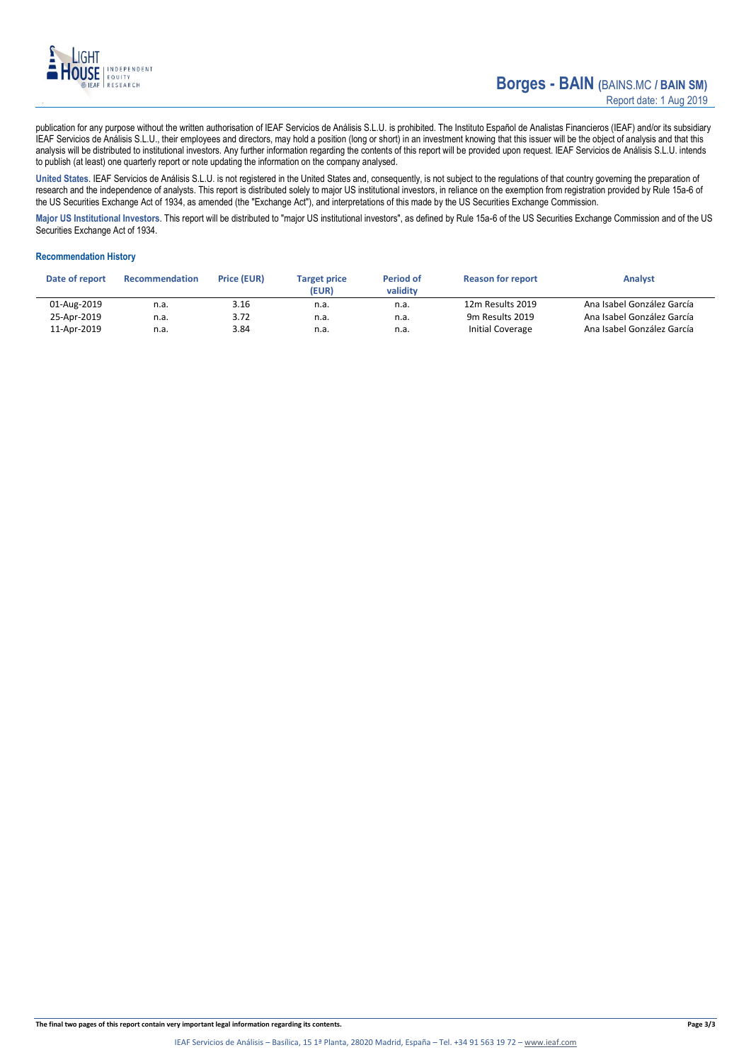publication for any purpose without the written authorisation of IEAF Servicios de Análisis S.L.U. is prohibited. The Instituto Español de Analistas Financieros (IEAF) and/or its subsidiary IEAF Servicios de Análisis S.L.U., their employees and directors, may hold a position (long or short) in an investment knowing that this issuer will be the object of analysis and that this analysis will be distributed to institutional investors. Any further information regarding the contents of this report will be provided upon request. IEAF Servicios de Análisis S.L.U. intends to publish (at least) one quarterly report or note updating the information on the company analysed.

**United States.** IEAF Servicios de Análisis S.L.U. is not registered in the United States and, consequently, is not subject to the regulations of that country governing the preparation of research and the independence of analysts. This report is distributed solely to major US institutional investors, in reliance on the exemption from registration provided by Rule 15a-6 of the US Securities Exchange Act of 1934, as amended (the "Exchange Act"), and interpretations of this made by the US Securities Exchange Commission.

**Major US Institutional Investors.** This report will be distributed to "major US institutional investors", as defined by Rule 15a-6 of the US Securities Exchange Commission and of the US Securities Exchange Act of 1934.

### Recommendation History

| Date of report | Recommendation | Price (EUR) | Target price (EUR) | Period of validity | Reason for report | Analyst |
|---|---|---|---|---|---|---|
| 01-Aug-2019 | n.a. | 3.16 | n.a. | n.a. | 12m Results 2019 | Ana Isabel González García |
| 25-Apr-2019 | n.a. | 3.72 | n.a. | n.a. | 9m Results 2019 | Ana Isabel González García |
| 11-Apr-2019 | n.a. | 3.84 | n.a. | n.a. | Initial Coverage | Ana Isabel González García |